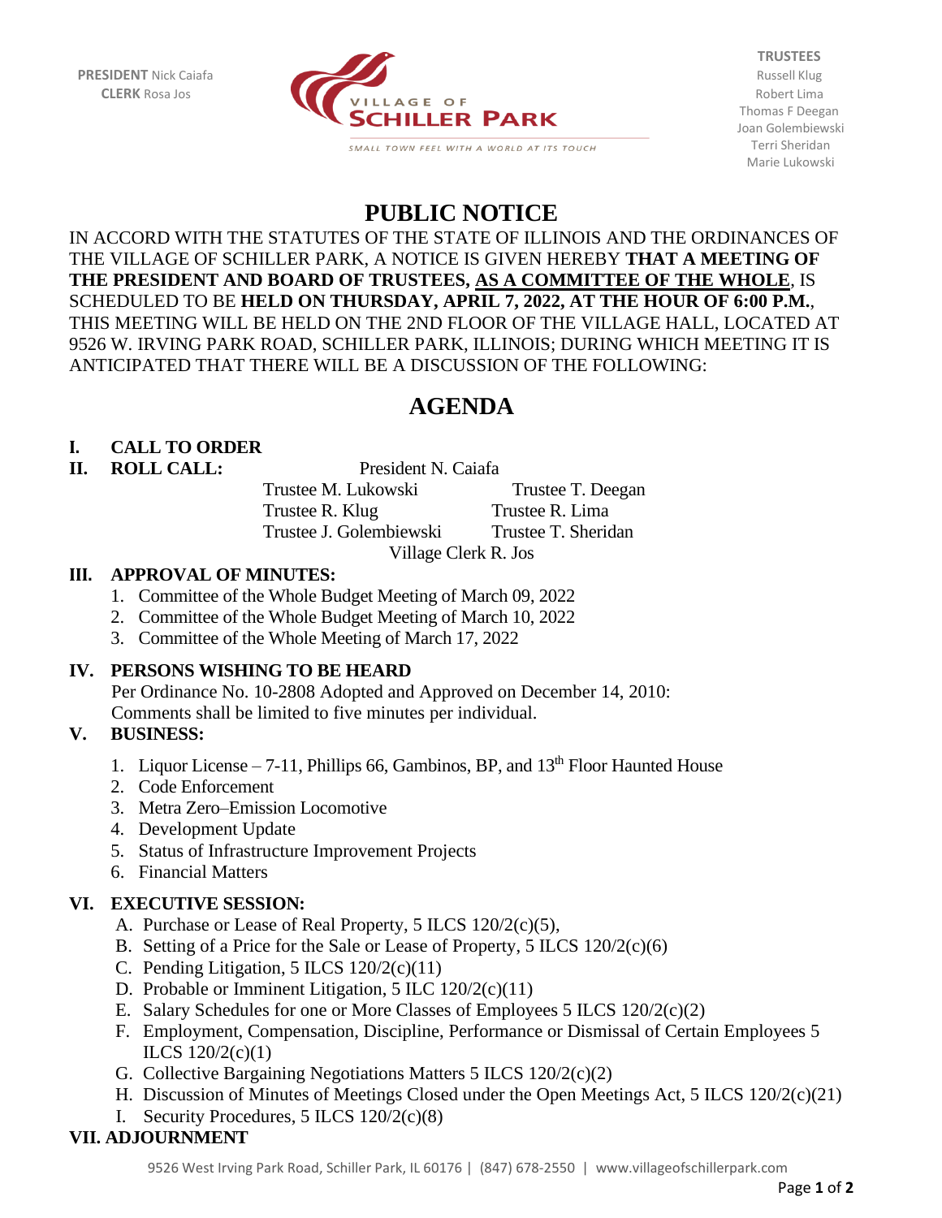**PRESIDENT** Nick Caiafa
**CLERK** Rosa Jos

VILLAGE OF SCHILLER PARK

SMALL TOWN FEEL WITH A WORLD AT ITS TOUCH

**TRUSTEES**
Russell Klug
Robert Lima
Thomas F Deegan
Joan Golembiewski
Terri Sheridan
Marie Lukowski

# PUBLIC NOTICE

IN ACCORD WITH THE STATUTES OF THE STATE OF ILLINOIS AND THE ORDINANCES OF THE VILLAGE OF SCHILLER PARK, A NOTICE IS GIVEN HEREBY **THAT A MEETING OF THE PRESIDENT AND BOARD OF TRUSTEES, AS A COMMITTEE OF THE WHOLE**, IS SCHEDULED TO BE **HELD ON THURSDAY, APRIL 7, 2022, AT THE HOUR OF 6:00 P.M.**, THIS MEETING WILL BE HELD ON THE 2ND FLOOR OF THE VILLAGE HALL, LOCATED AT 9526 W. IRVING PARK ROAD, SCHILLER PARK, ILLINOIS; DURING WHICH MEETING IT IS ANTICIPATED THAT THERE WILL BE A DISCUSSION OF THE FOLLOWING:

# AGENDA

**I. CALL TO ORDER**

**II. ROLL CALL:**

President N. Caiafa
Trustee M. Lukowski — Trustee T. Deegan
Trustee R. Klug — Trustee R. Lima
Trustee J. Golembiewski — Trustee T. Sheridan
Village Clerk R. Jos

**III. APPROVAL OF MINUTES:**

1. Committee of the Whole Budget Meeting of March 09, 2022
2. Committee of the Whole Budget Meeting of March 10, 2022
3. Committee of the Whole Meeting of March 17, 2022

**IV. PERSONS WISHING TO BE HEARD**

Per Ordinance No. 10-2808 Adopted and Approved on December 14, 2010:
Comments shall be limited to five minutes per individual.

**V. BUSINESS:**

1. Liquor License – 7-11, Phillips 66, Gambinos, BP, and 13th Floor Haunted House
2. Code Enforcement
3. Metra Zero–Emission Locomotive
4. Development Update
5. Status of Infrastructure Improvement Projects
6. Financial Matters

**VI. EXECUTIVE SESSION:**

A. Purchase or Lease of Real Property, 5 ILCS 120/2(c)(5),
B. Setting of a Price for the Sale or Lease of Property, 5 ILCS 120/2(c)(6)
C. Pending Litigation, 5 ILCS 120/2(c)(11)
D. Probable or Imminent Litigation, 5 ILC 120/2(c)(11)
E. Salary Schedules for one or More Classes of Employees 5 ILCS 120/2(c)(2)
F. Employment, Compensation, Discipline, Performance or Dismissal of Certain Employees 5 ILCS 120/2(c)(1)
G. Collective Bargaining Negotiations Matters 5 ILCS 120/2(c)(2)
H. Discussion of Minutes of Meetings Closed under the Open Meetings Act, 5 ILCS 120/2(c)(21)
I. Security Procedures, 5 ILCS 120/2(c)(8)

**VII. ADJOURNMENT**

9526 West Irving Park Road, Schiller Park, IL 60176 | (847) 678-2550 | www.villageofschillerpark.com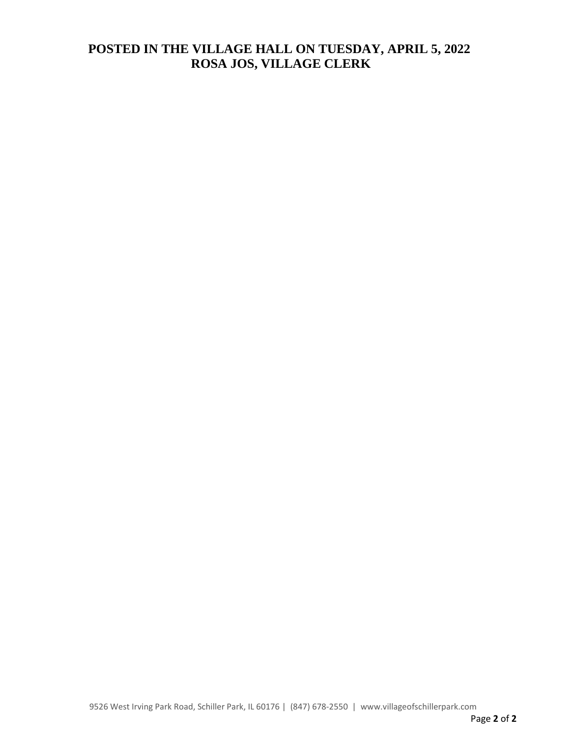**POSTED IN THE VILLAGE HALL ON TUESDAY, APRIL 5, 2022**
**ROSA JOS, VILLAGE CLERK**